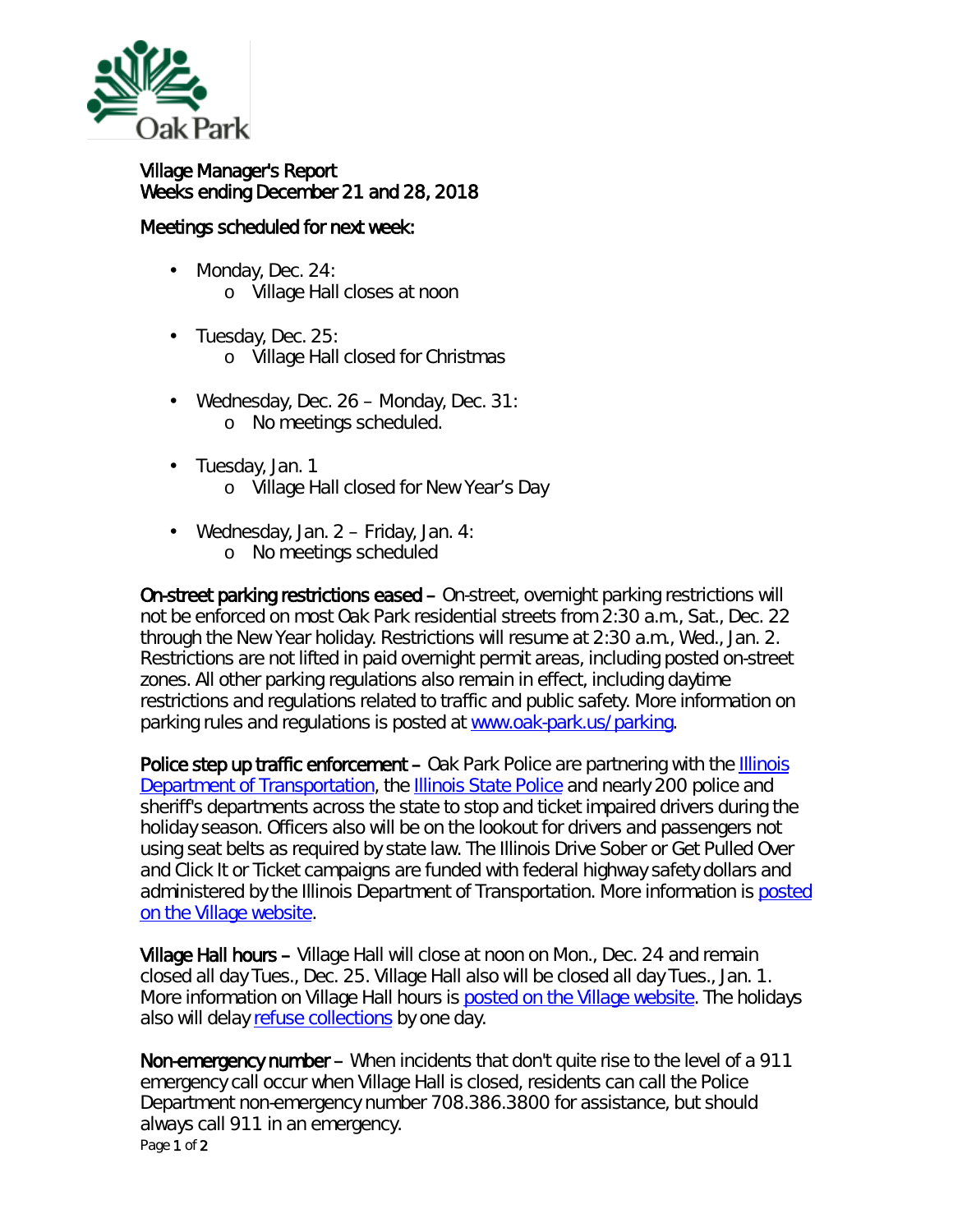Oak Park

# Village Manager's Report
## Weeks ending December 21 and 28, 2018

### Meetings scheduled for next week:

- Monday, Dec. 24:
  - Village Hall closes at noon
- Tuesday, Dec. 25:
  - Village Hall closed for Christmas
- Wednesday, Dec. 26 – Monday, Dec. 31:
  - No meetings scheduled.
- Tuesday, Jan. 1
  - Village Hall closed for New Year's Day
- Wednesday, Jan. 2 – Friday, Jan. 4:
  - No meetings scheduled

**On-street parking restrictions eased –** On-street, overnight parking restrictions will not be enforced on most Oak Park residential streets from 2:30 a.m., Sat., Dec. 22 through the New Year holiday. Restrictions will resume at 2:30 a.m., Wed., Jan. 2. Restrictions are not lifted in paid overnight permit areas, including posted on-street zones. All other parking regulations also remain in effect, including daytime restrictions and regulations related to traffic and public safety. More information on parking rules and regulations is posted at www.oak-park.us/parking.

**Police step up traffic enforcement –** Oak Park Police are partnering with the Illinois Department of Transportation, the Illinois State Police and nearly 200 police and sheriff's departments across the state to stop and ticket impaired drivers during the holiday season. Officers also will be on the lookout for drivers and passengers not using seat belts as required by state law. The Illinois Drive Sober or Get Pulled Over and Click It or Ticket campaigns are funded with federal highway safety dollars and administered by the Illinois Department of Transportation. More information is posted on the Village website.

**Village Hall hours –** Village Hall will close at noon on Mon., Dec. 24 and remain closed all day Tues., Dec. 25. Village Hall also will be closed all day Tues., Jan. 1. More information on Village Hall hours is posted on the Village website. The holidays also will delay refuse collections by one day.

**Non-emergency number –** When incidents that don't quite rise to the level of a 911 emergency call occur when Village Hall is closed, residents can call the Police Department non-emergency number 708.386.3800 for assistance, but should always call 911 in an emergency.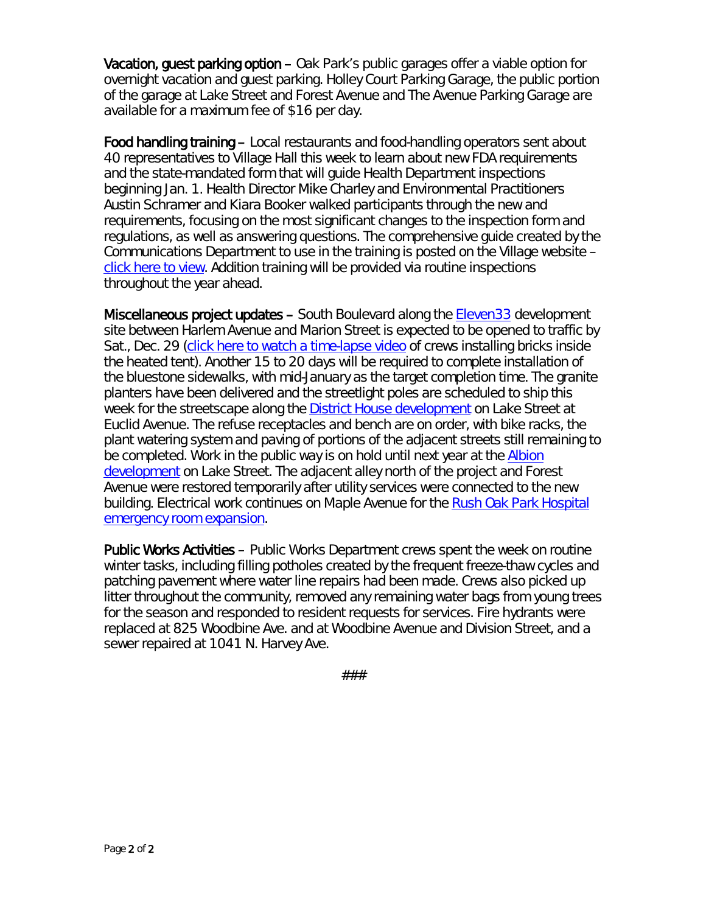**Vacation, guest parking option** – Oak Park's public garages offer a viable option for overnight vacation and guest parking. Holley Court Parking Garage, the public portion of the garage at Lake Street and Forest Avenue and The Avenue Parking Garage are available for a maximum fee of $16 per day.

**Food handling training** – Local restaurants and food-handling operators sent about 40 representatives to Village Hall this week to learn about new FDA requirements and the state-mandated form that will guide Health Department inspections beginning Jan. 1. Health Director Mike Charley and Environmental Practitioners Austin Schramer and Kiara Booker walked participants through the new and requirements, focusing on the most significant changes to the inspection form and regulations, as well as answering questions. The comprehensive guide created by the Communications Department to use in the training is posted on the Village website – click here to view. Addition training will be provided via routine inspections throughout the year ahead.

**Miscellaneous project updates** – South Boulevard along the Eleven33 development site between Harlem Avenue and Marion Street is expected to be opened to traffic by Sat., Dec. 29 (click here to watch a time-lapse video of crews installing bricks inside the heated tent). Another 15 to 20 days will be required to complete installation of the bluestone sidewalks, with mid-January as the target completion time. The granite planters have been delivered and the streetlight poles are scheduled to ship this week for the streetscape along the District House development on Lake Street at Euclid Avenue. The refuse receptacles and bench are on order, with bike racks, the plant watering system and paving of portions of the adjacent streets still remaining to be completed. Work in the public way is on hold until next year at the Albion development on Lake Street. The adjacent alley north of the project and Forest Avenue were restored temporarily after utility services were connected to the new building. Electrical work continues on Maple Avenue for the Rush Oak Park Hospital emergency room expansion.

**Public Works Activities** – Public Works Department crews spent the week on routine winter tasks, including filling potholes created by the frequent freeze-thaw cycles and patching pavement where water line repairs had been made. Crews also picked up litter throughout the community, removed any remaining water bags from young trees for the season and responded to resident requests for services. Fire hydrants were replaced at 825 Woodbine Ave. and at Woodbine Avenue and Division Street, and a sewer repaired at 1041 N. Harvey Ave.

###